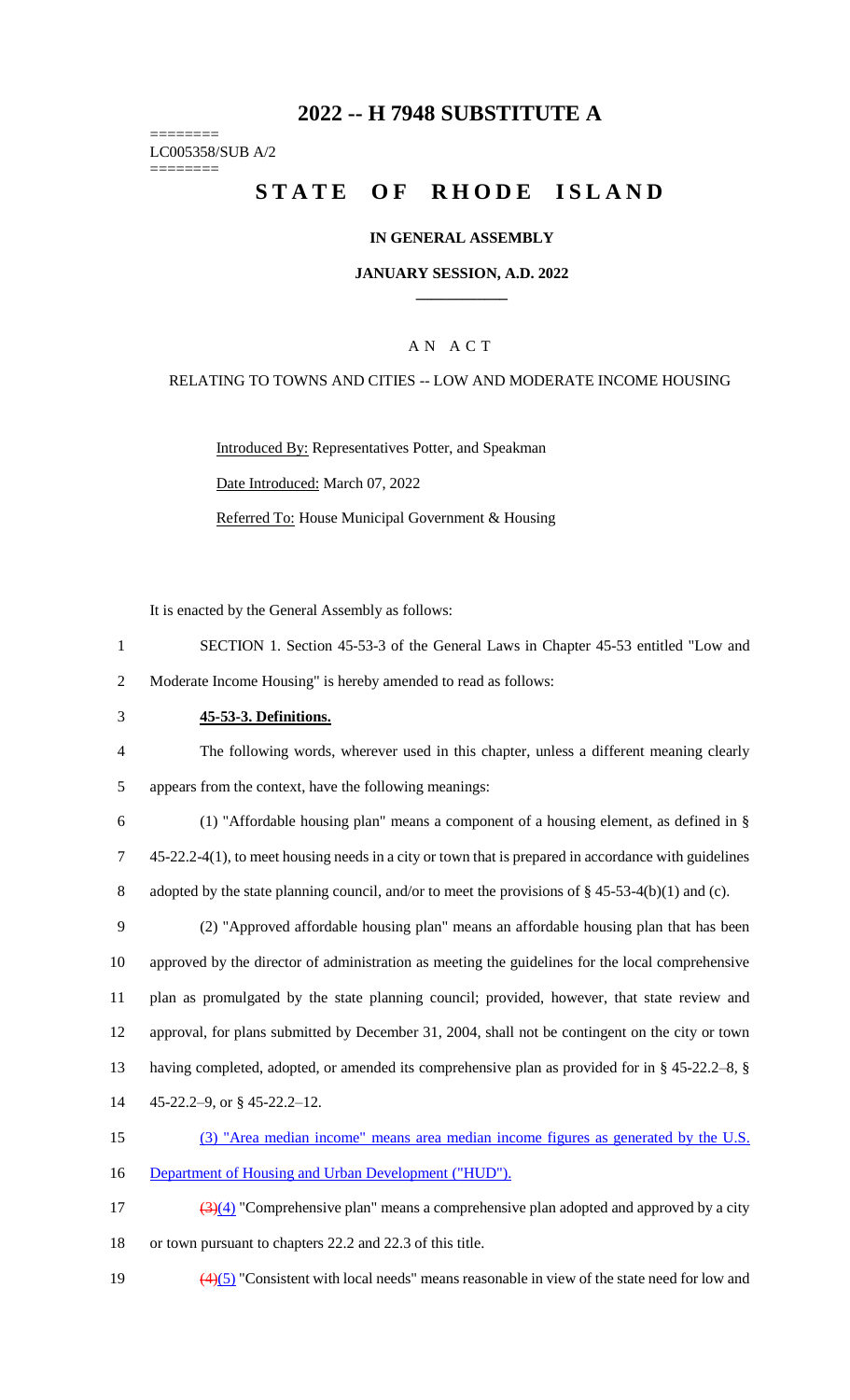# 2022 -- H 7948 SUBSTITUTE A

========
LC005358/SUB A/2
========

# STATE OF RHODE ISLAND

**IN GENERAL ASSEMBLY**

**JANUARY SESSION, A.D. 2022**

A N A C T

RELATING TO TOWNS AND CITIES -- LOW AND MODERATE INCOME HOUSING

Introduced By: Representatives Potter, and Speakman

Date Introduced: March 07, 2022

Referred To: House Municipal Government & Housing

It is enacted by the General Assembly as follows:

1 SECTION 1. Section 45-53-3 of the General Laws in Chapter 45-53 entitled "Low and
2 Moderate Income Housing" is hereby amended to read as follows:

3 **45-53-3. Definitions.**

4 The following words, wherever used in this chapter, unless a different meaning clearly
5 appears from the context, have the following meanings:

6 (1) "Affordable housing plan" means a component of a housing element, as defined in §
7 45-22.2-4(1), to meet housing needs in a city or town that is prepared in accordance with guidelines
8 adopted by the state planning council, and/or to meet the provisions of § 45-53-4(b)(1) and (c).

9 (2) "Approved affordable housing plan" means an affordable housing plan that has been
10 approved by the director of administration as meeting the guidelines for the local comprehensive
11 plan as promulgated by the state planning council; provided, however, that state review and
12 approval, for plans submitted by December 31, 2004, shall not be contingent on the city or town
13 having completed, adopted, or amended its comprehensive plan as provided for in § 45-22.2–8, §
14 45-22.2–9, or § 45-22.2–12.

15 (3) "Area median income" means area median income figures as generated by the U.S.
16 Department of Housing and Urban Development ("HUD").

17 ~~(3)~~(4) "Comprehensive plan" means a comprehensive plan adopted and approved by a city
18 or town pursuant to chapters 22.2 and 22.3 of this title.

19 ~~(4)~~(5) "Consistent with local needs" means reasonable in view of the state need for low and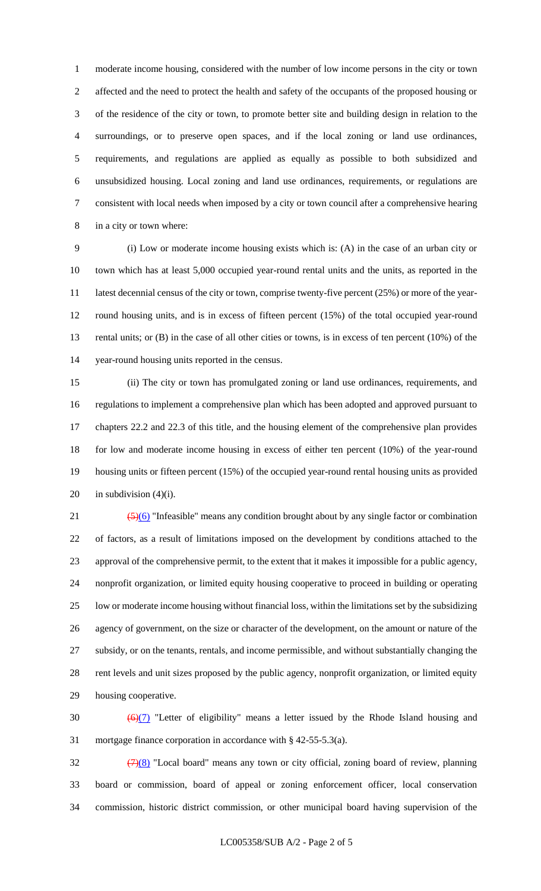moderate income housing, considered with the number of low income persons in the city or town affected and the need to protect the health and safety of the occupants of the proposed housing or of the residence of the city or town, to promote better site and building design in relation to the surroundings, or to preserve open spaces, and if the local zoning or land use ordinances, requirements, and regulations are applied as equally as possible to both subsidized and unsubsidized housing. Local zoning and land use ordinances, requirements, or regulations are consistent with local needs when imposed by a city or town council after a comprehensive hearing in a city or town where:

(i) Low or moderate income housing exists which is: (A) in the case of an urban city or town which has at least 5,000 occupied year-round rental units and the units, as reported in the latest decennial census of the city or town, comprise twenty-five percent (25%) or more of the year-round housing units, and is in excess of fifteen percent (15%) of the total occupied year-round rental units; or (B) in the case of all other cities or towns, is in excess of ten percent (10%) of the year-round housing units reported in the census.

(ii) The city or town has promulgated zoning or land use ordinances, requirements, and regulations to implement a comprehensive plan which has been adopted and approved pursuant to chapters 22.2 and 22.3 of this title, and the housing element of the comprehensive plan provides for low and moderate income housing in excess of either ten percent (10%) of the year-round housing units or fifteen percent (15%) of the occupied year-round rental housing units as provided in subdivision (4)(i).

~~(5)~~(6) "Infeasible" means any condition brought about by any single factor or combination of factors, as a result of limitations imposed on the development by conditions attached to the approval of the comprehensive permit, to the extent that it makes it impossible for a public agency, nonprofit organization, or limited equity housing cooperative to proceed in building or operating low or moderate income housing without financial loss, within the limitations set by the subsidizing agency of government, on the size or character of the development, on the amount or nature of the subsidy, or on the tenants, rentals, and income permissible, and without substantially changing the rent levels and unit sizes proposed by the public agency, nonprofit organization, or limited equity housing cooperative.

~~(6)~~(7) "Letter of eligibility" means a letter issued by the Rhode Island housing and mortgage finance corporation in accordance with § 42-55-5.3(a).

~~(7)~~(8) "Local board" means any town or city official, zoning board of review, planning board or commission, board of appeal or zoning enforcement officer, local conservation commission, historic district commission, or other municipal board having supervision of the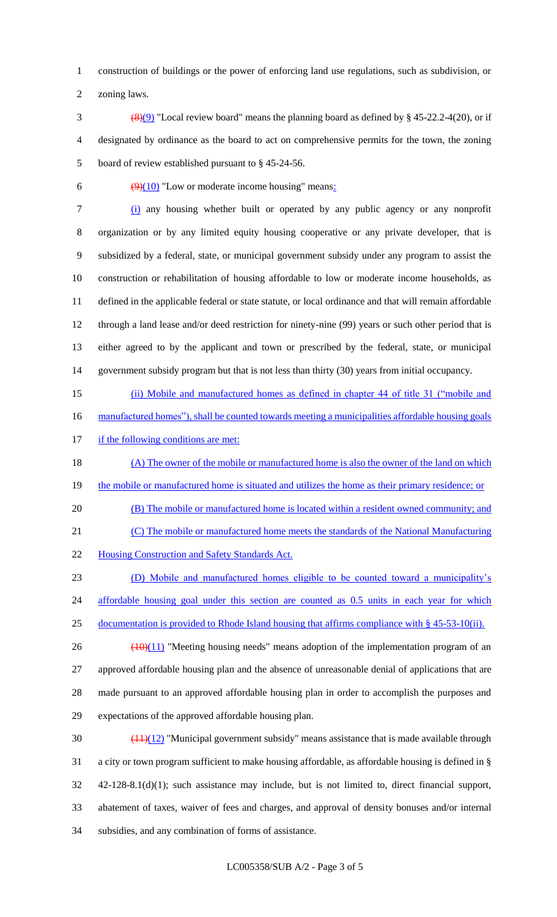construction of buildings or the power of enforcing land use regulations, such as subdivision, or zoning laws.

~~(8)~~(9) "Local review board" means the planning board as defined by § 45-22.2-4(20), or if designated by ordinance as the board to act on comprehensive permits for the town, the zoning board of review established pursuant to § 45-24-56.

~~(9)~~(10) "Low or moderate income housing" means:

(i) any housing whether built or operated by any public agency or any nonprofit organization or by any limited equity housing cooperative or any private developer, that is subsidized by a federal, state, or municipal government subsidy under any program to assist the construction or rehabilitation of housing affordable to low or moderate income households, as defined in the applicable federal or state statute, or local ordinance and that will remain affordable through a land lease and/or deed restriction for ninety-nine (99) years or such other period that is either agreed to by the applicant and town or prescribed by the federal, state, or municipal government subsidy program but that is not less than thirty (30) years from initial occupancy.

(ii) Mobile and manufactured homes as defined in chapter 44 of title 31 ("mobile and manufactured homes"), shall be counted towards meeting a municipalities affordable housing goals if the following conditions are met:

(A) The owner of the mobile or manufactured home is also the owner of the land on which the mobile or manufactured home is situated and utilizes the home as their primary residence; or

(B) The mobile or manufactured home is located within a resident owned community; and

(C) The mobile or manufactured home meets the standards of the National Manufacturing Housing Construction and Safety Standards Act.

(D) Mobile and manufactured homes eligible to be counted toward a municipality's affordable housing goal under this section are counted as 0.5 units in each year for which documentation is provided to Rhode Island housing that affirms compliance with § 45-53-10(ii).

~~(10)~~(11) "Meeting housing needs" means adoption of the implementation program of an approved affordable housing plan and the absence of unreasonable denial of applications that are made pursuant to an approved affordable housing plan in order to accomplish the purposes and expectations of the approved affordable housing plan.

~~(11)~~(12) "Municipal government subsidy" means assistance that is made available through a city or town program sufficient to make housing affordable, as affordable housing is defined in § 42-128-8.1(d)(1); such assistance may include, but is not limited to, direct financial support, abatement of taxes, waiver of fees and charges, and approval of density bonuses and/or internal subsidies, and any combination of forms of assistance.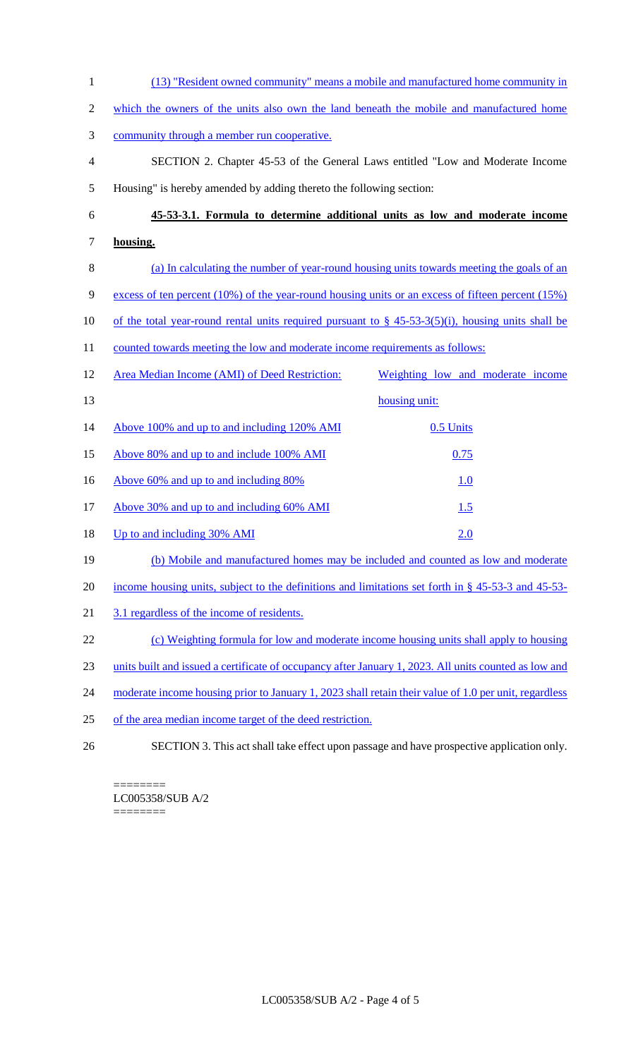(13) "Resident owned community" means a mobile and manufactured home community in which the owners of the units also own the land beneath the mobile and manufactured home community through a member run cooperative.

SECTION 2. Chapter 45-53 of the General Laws entitled "Low and Moderate Income Housing" is hereby amended by adding thereto the following section:

**45-53-3.1. Formula to determine additional units as low and moderate income housing.**

(a) In calculating the number of year-round housing units towards meeting the goals of an excess of ten percent (10%) of the year-round housing units or an excess of fifteen percent (15%) of the total year-round rental units required pursuant to § 45-53-3(5)(i), housing units shall be counted towards meeting the low and moderate income requirements as follows:

| Area Median Income (AMI) of Deed Restriction: | Weighting low and moderate income housing unit: |
|---|---|
| Above 100% and up to and including 120% AMI | 0.5 Units |
| Above 80% and up to and include 100% AMI | 0.75 |
| Above 60% and up to and including 80% | 1.0 |
| Above 30% and up to and including 60% AMI | 1.5 |
| Up to and including 30% AMI | 2.0 |

(b) Mobile and manufactured homes may be included and counted as low and moderate income housing units, subject to the definitions and limitations set forth in § 45-53-3 and 45-53-3.1 regardless of the income of residents.

(c) Weighting formula for low and moderate income housing units shall apply to housing units built and issued a certificate of occupancy after January 1, 2023. All units counted as low and moderate income housing prior to January 1, 2023 shall retain their value of 1.0 per unit, regardless of the area median income target of the deed restriction.

SECTION 3. This act shall take effect upon passage and have prospective application only.

========
LC005358/SUB A/2
========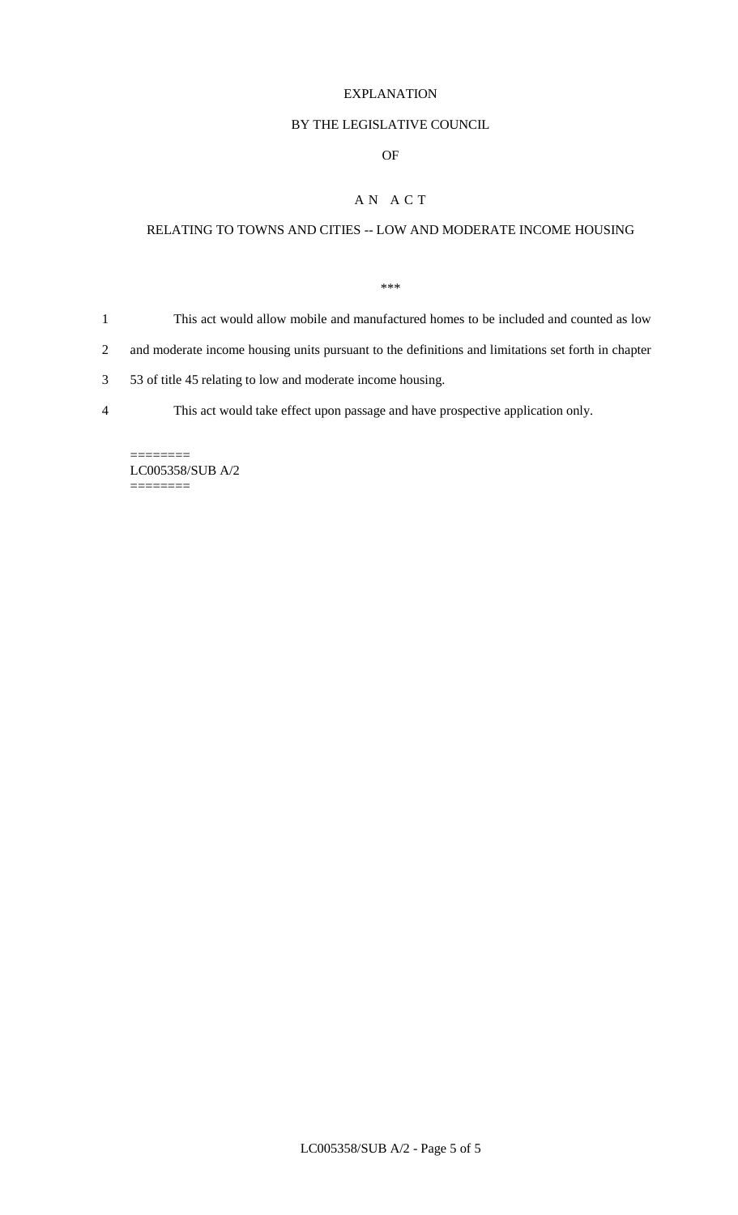EXPLANATION

BY THE LEGISLATIVE COUNCIL

OF

# A N A C T

RELATING TO TOWNS AND CITIES -- LOW AND MODERATE INCOME HOUSING

\*\*\*

1 This act would allow mobile and manufactured homes to be included and counted as low
2 and moderate income housing units pursuant to the definitions and limitations set forth in chapter
3 53 of title 45 relating to low and moderate income housing.
4 This act would take effect upon passage and have prospective application only.

========
LC005358/SUB A/2
========